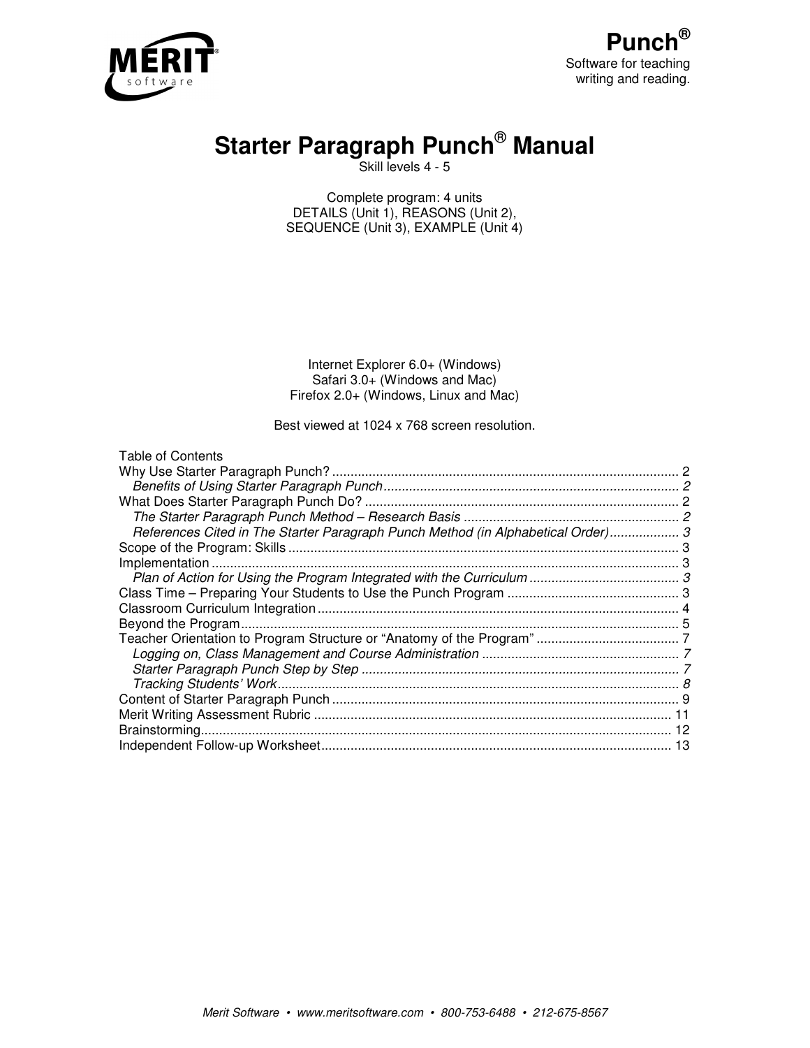MERIT software

**Punch®**
Software for teaching
writing and reading.

# Starter Paragraph Punch® Manual

Skill levels 4 - 5

Complete program: 4 units
DETAILS (Unit 1), REASONS (Unit 2),
SEQUENCE (Unit 3), EXAMPLE (Unit 4)

Internet Explorer 6.0+ (Windows)
Safari 3.0+ (Windows and Mac)
Firefox 2.0+ (Windows, Linux and Mac)

Best viewed at 1024 x 768 screen resolution.

Table of Contents

Why Use Starter Paragraph Punch? .......... 2
  *Benefits of Using Starter Paragraph Punch* .......... 2
What Does Starter Paragraph Punch Do? .......... 2
  *The Starter Paragraph Punch Method – Research Basis* .......... 2
  *References Cited in The Starter Paragraph Punch Method (in Alphabetical Order)* .......... 3
Scope of the Program: Skills .......... 3
Implementation .......... 3
  *Plan of Action for Using the Program Integrated with the Curriculum* .......... 3
Class Time – Preparing Your Students to Use the Punch Program .......... 3
Classroom Curriculum Integration .......... 4
Beyond the Program .......... 5
Teacher Orientation to Program Structure or “Anatomy of the Program” .......... 7
  *Logging on, Class Management and Course Administration* .......... 7
  *Starter Paragraph Punch Step by Step* .......... 7
  *Tracking Students’ Work* .......... 8
Content of Starter Paragraph Punch .......... 9
Merit Writing Assessment Rubric .......... 11
Brainstorming .......... 12
Independent Follow-up Worksheet .......... 13

*Merit Software • www.meritsoftware.com • 800-753-6488 • 212-675-8567*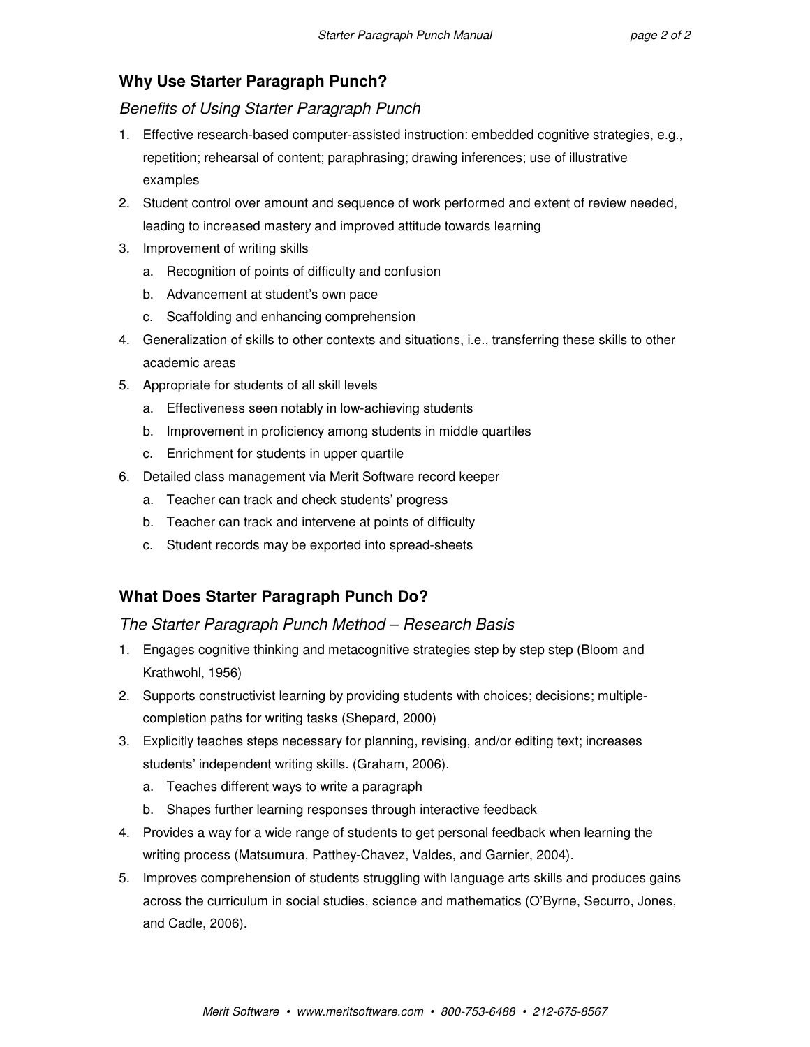## Why Use Starter Paragraph Punch?

### *Benefits of Using Starter Paragraph Punch*

1. Effective research-based computer-assisted instruction: embedded cognitive strategies, e.g., repetition; rehearsal of content; paraphrasing; drawing inferences; use of illustrative examples
2. Student control over amount and sequence of work performed and extent of review needed, leading to increased mastery and improved attitude towards learning
3. Improvement of writing skills
   a. Recognition of points of difficulty and confusion
   b. Advancement at student's own pace
   c. Scaffolding and enhancing comprehension
4. Generalization of skills to other contexts and situations, i.e., transferring these skills to other academic areas
5. Appropriate for students of all skill levels
   a. Effectiveness seen notably in low-achieving students
   b. Improvement in proficiency among students in middle quartiles
   c. Enrichment for students in upper quartile
6. Detailed class management via Merit Software record keeper
   a. Teacher can track and check students' progress
   b. Teacher can track and intervene at points of difficulty
   c. Student records may be exported into spread-sheets

## What Does Starter Paragraph Punch Do?

### *The Starter Paragraph Punch Method – Research Basis*

1. Engages cognitive thinking and metacognitive strategies step by step step (Bloom and Krathwohl, 1956)
2. Supports constructivist learning by providing students with choices; decisions; multiple-completion paths for writing tasks (Shepard, 2000)
3. Explicitly teaches steps necessary for planning, revising, and/or editing text; increases students' independent writing skills. (Graham, 2006).
   a. Teaches different ways to write a paragraph
   b. Shapes further learning responses through interactive feedback
4. Provides a way for a wide range of students to get personal feedback when learning the writing process (Matsumura, Patthey-Chavez, Valdes, and Garnier, 2004).
5. Improves comprehension of students struggling with language arts skills and produces gains across the curriculum in social studies, science and mathematics (O'Byrne, Securro, Jones, and Cadle, 2006).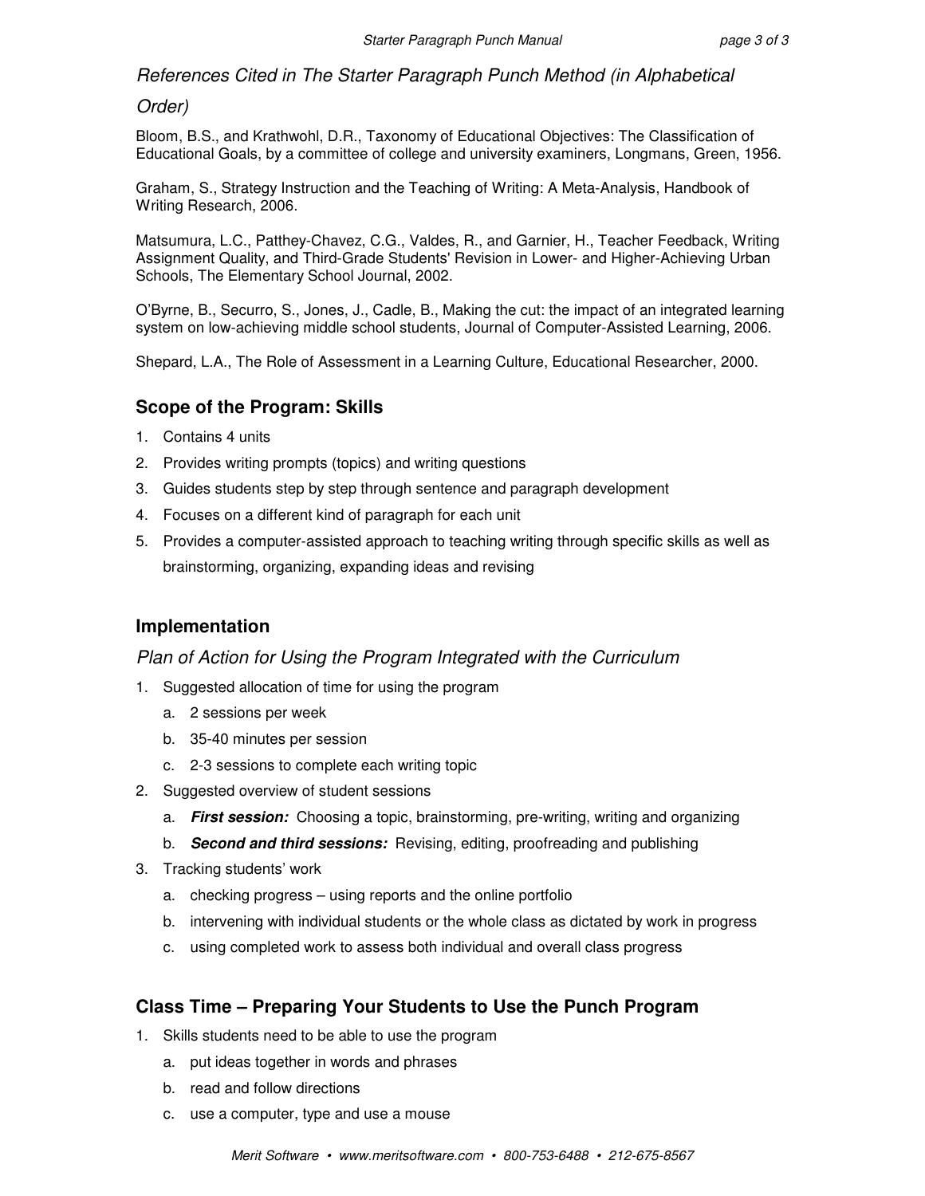*References Cited in The Starter Paragraph Punch Method (in Alphabetical Order)*

Bloom, B.S., and Krathwohl, D.R., Taxonomy of Educational Objectives: The Classification of Educational Goals, by a committee of college and university examiners, Longmans, Green, 1956.

Graham, S., Strategy Instruction and the Teaching of Writing: A Meta-Analysis, Handbook of Writing Research, 2006.

Matsumura, L.C., Patthey-Chavez, C.G., Valdes, R., and Garnier, H., Teacher Feedback, Writing Assignment Quality, and Third-Grade Students' Revision in Lower- and Higher-Achieving Urban Schools, The Elementary School Journal, 2002.

O'Byrne, B., Securro, S., Jones, J., Cadle, B., Making the cut: the impact of an integrated learning system on low-achieving middle school students, Journal of Computer-Assisted Learning, 2006.

Shepard, L.A., The Role of Assessment in a Learning Culture, Educational Researcher, 2000.

## Scope of the Program: Skills

1. Contains 4 units
2. Provides writing prompts (topics) and writing questions
3. Guides students step by step through sentence and paragraph development
4. Focuses on a different kind of paragraph for each unit
5. Provides a computer-assisted approach to teaching writing through specific skills as well as brainstorming, organizing, expanding ideas and revising

## Implementation

### *Plan of Action for Using the Program Integrated with the Curriculum*

1. Suggested allocation of time for using the program
   a. 2 sessions per week
   b. 35-40 minutes per session
   c. 2-3 sessions to complete each writing topic
2. Suggested overview of student sessions
   a. ***First session:*** Choosing a topic, brainstorming, pre-writing, writing and organizing
   b. ***Second and third sessions:*** Revising, editing, proofreading and publishing
3. Tracking students' work
   a. checking progress – using reports and the online portfolio
   b. intervening with individual students or the whole class as dictated by work in progress
   c. using completed work to assess both individual and overall class progress

## Class Time – Preparing Your Students to Use the Punch Program

1. Skills students need to be able to use the program
   a. put ideas together in words and phrases
   b. read and follow directions
   c. use a computer, type and use a mouse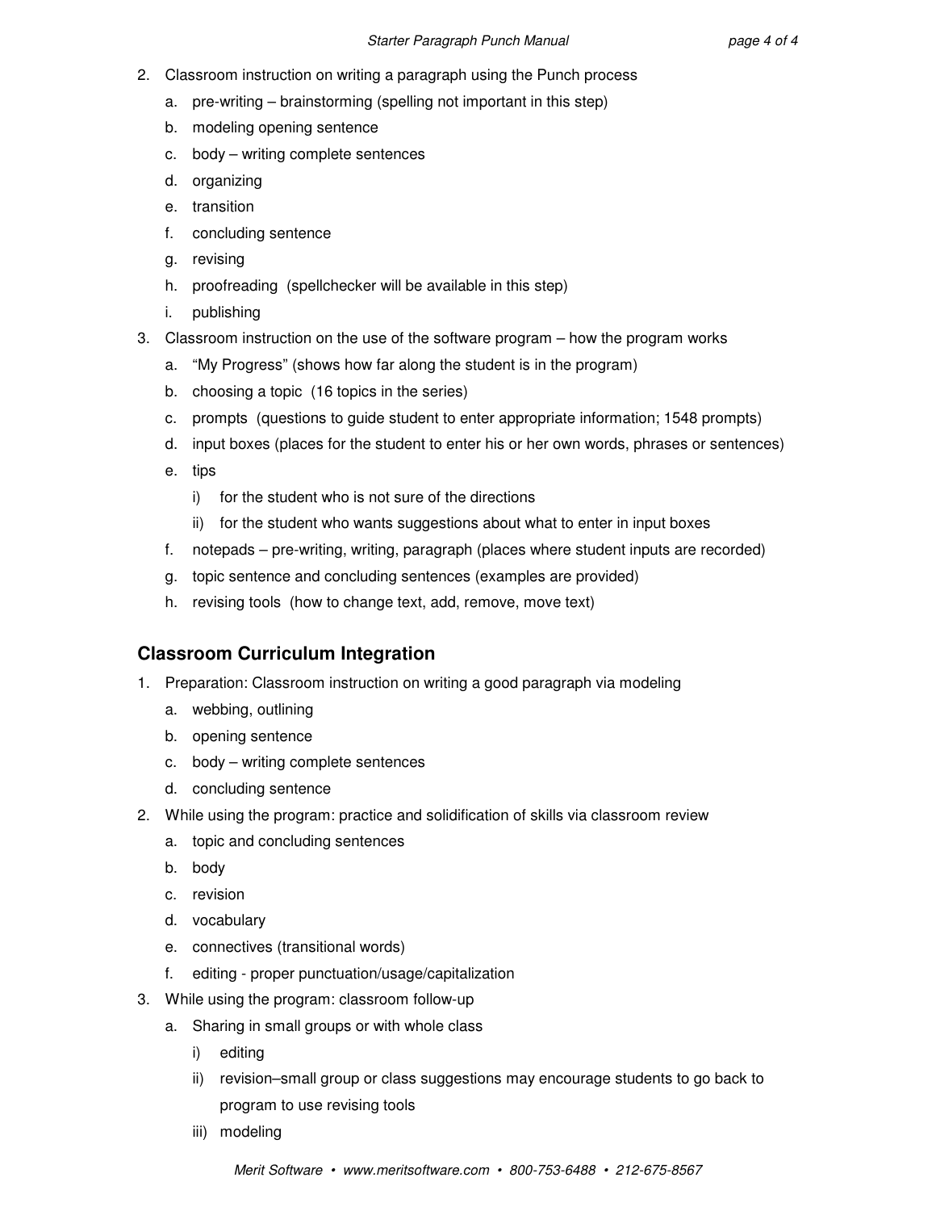2. Classroom instruction on writing a paragraph using the Punch process
   a. pre-writing – brainstorming (spelling not important in this step)
   b. modeling opening sentence
   c. body – writing complete sentences
   d. organizing
   e. transition
   f. concluding sentence
   g. revising
   h. proofreading (spellchecker will be available in this step)
   i. publishing
3. Classroom instruction on the use of the software program – how the program works
   a. "My Progress" (shows how far along the student is in the program)
   b. choosing a topic (16 topics in the series)
   c. prompts (questions to guide student to enter appropriate information; 1548 prompts)
   d. input boxes (places for the student to enter his or her own words, phrases or sentences)
   e. tips
      i) for the student who is not sure of the directions
      ii) for the student who wants suggestions about what to enter in input boxes
   f. notepads – pre-writing, writing, paragraph (places where student inputs are recorded)
   g. topic sentence and concluding sentences (examples are provided)
   h. revising tools (how to change text, add, remove, move text)

## Classroom Curriculum Integration

1. Preparation: Classroom instruction on writing a good paragraph via modeling
   a. webbing, outlining
   b. opening sentence
   c. body – writing complete sentences
   d. concluding sentence
2. While using the program: practice and solidification of skills via classroom review
   a. topic and concluding sentences
   b. body
   c. revision
   d. vocabulary
   e. connectives (transitional words)
   f. editing - proper punctuation/usage/capitalization
3. While using the program: classroom follow-up
   a. Sharing in small groups or with whole class
      i) editing
      ii) revision–small group or class suggestions may encourage students to go back to program to use revising tools
      iii) modeling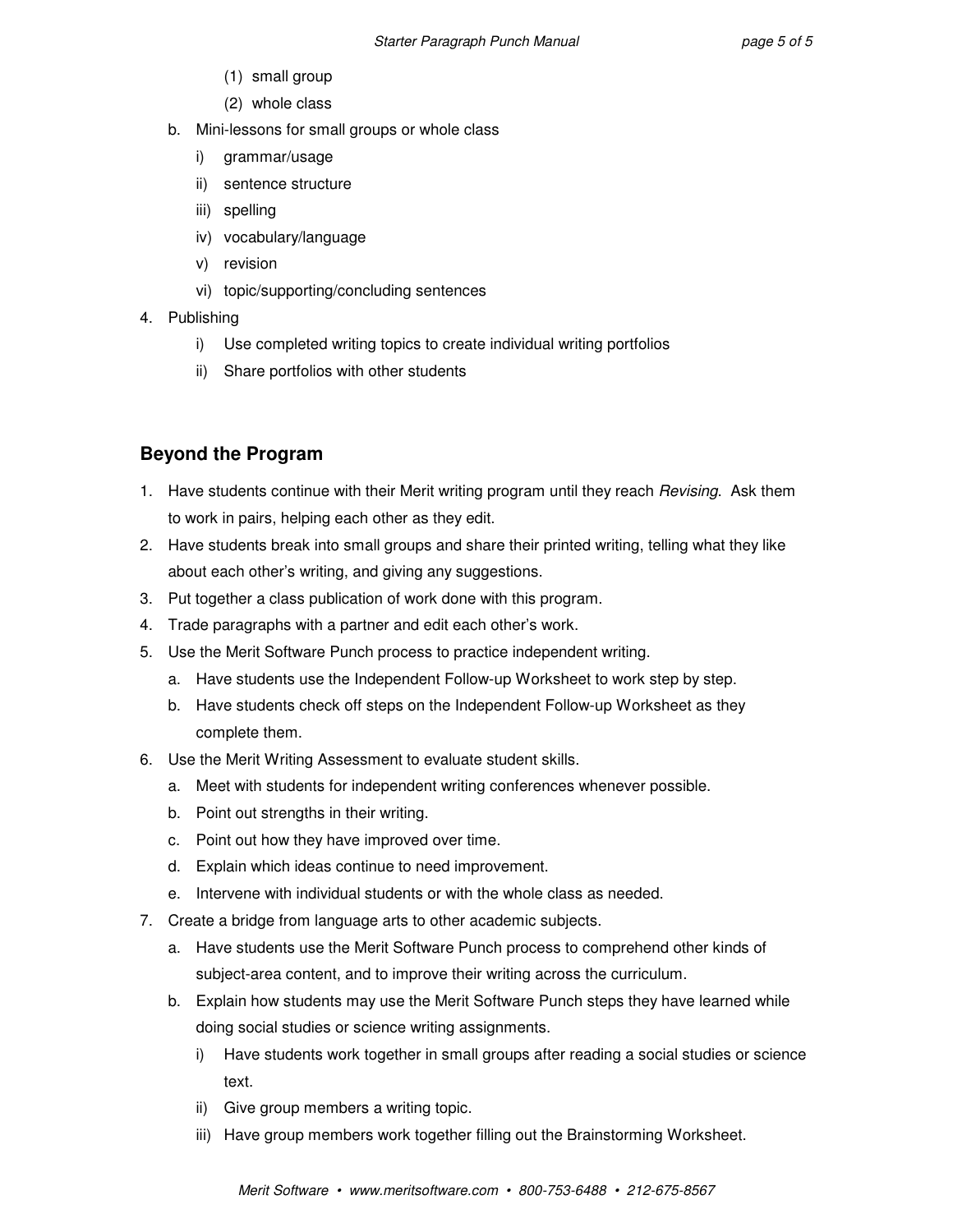(1) small group
      (2) whole class

   b. Mini-lessons for small groups or whole class
      i) grammar/usage
      ii) sentence structure
      iii) spelling
      iv) vocabulary/language
      v) revision
      vi) topic/supporting/concluding sentences

4. Publishing
   i) Use completed writing topics to create individual writing portfolios
   ii) Share portfolios with other students

## Beyond the Program

1. Have students continue with their Merit writing program until they reach *Revising*. Ask them to work in pairs, helping each other as they edit.
2. Have students break into small groups and share their printed writing, telling what they like about each other's writing, and giving any suggestions.
3. Put together a class publication of work done with this program.
4. Trade paragraphs with a partner and edit each other's work.
5. Use the Merit Software Punch process to practice independent writing.
   a. Have students use the Independent Follow-up Worksheet to work step by step.
   b. Have students check off steps on the Independent Follow-up Worksheet as they complete them.
6. Use the Merit Writing Assessment to evaluate student skills.
   a. Meet with students for independent writing conferences whenever possible.
   b. Point out strengths in their writing.
   c. Point out how they have improved over time.
   d. Explain which ideas continue to need improvement.
   e. Intervene with individual students or with the whole class as needed.
7. Create a bridge from language arts to other academic subjects.
   a. Have students use the Merit Software Punch process to comprehend other kinds of subject-area content, and to improve their writing across the curriculum.
   b. Explain how students may use the Merit Software Punch steps they have learned while doing social studies or science writing assignments.
      i) Have students work together in small groups after reading a social studies or science text.
      ii) Give group members a writing topic.
      iii) Have group members work together filling out the Brainstorming Worksheet.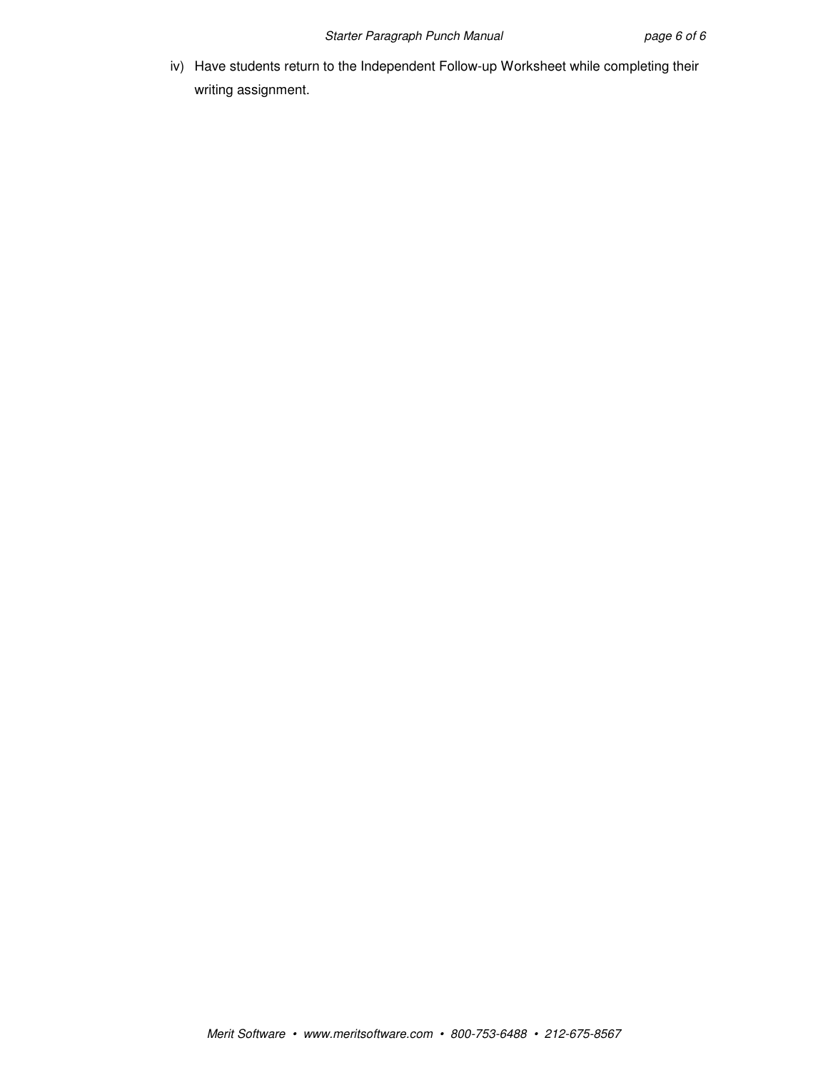iv) Have students return to the Independent Follow-up Worksheet while completing their writing assignment.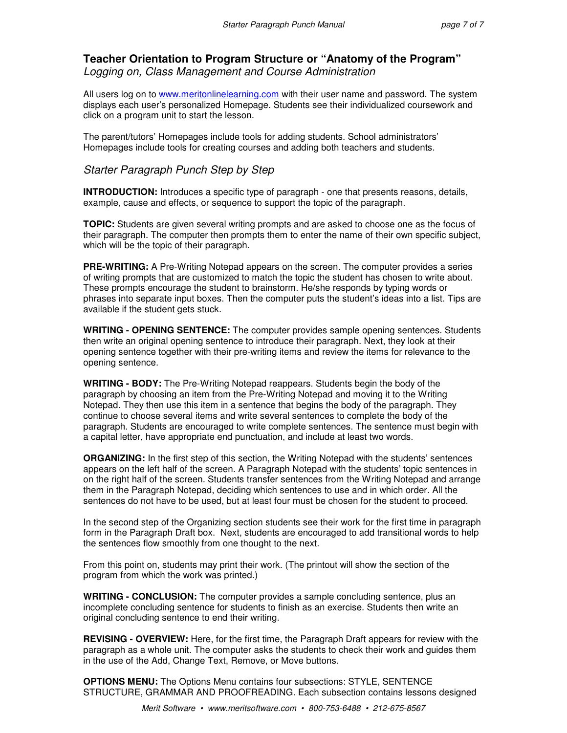## Teacher Orientation to Program Structure or "Anatomy of the Program"

*Logging on, Class Management and Course Administration*

All users log on to www.meritonlinelearning.com with their user name and password. The system displays each user's personalized Homepage. Students see their individualized coursework and click on a program unit to start the lesson.

The parent/tutors' Homepages include tools for adding students. School administrators' Homepages include tools for creating courses and adding both teachers and students.

### *Starter Paragraph Punch Step by Step*

**INTRODUCTION:** Introduces a specific type of paragraph - one that presents reasons, details, example, cause and effects, or sequence to support the topic of the paragraph.

**TOPIC:** Students are given several writing prompts and are asked to choose one as the focus of their paragraph. The computer then prompts them to enter the name of their own specific subject, which will be the topic of their paragraph.

**PRE-WRITING:** A Pre-Writing Notepad appears on the screen. The computer provides a series of writing prompts that are customized to match the topic the student has chosen to write about. These prompts encourage the student to brainstorm. He/she responds by typing words or phrases into separate input boxes. Then the computer puts the student's ideas into a list. Tips are available if the student gets stuck.

**WRITING - OPENING SENTENCE:** The computer provides sample opening sentences. Students then write an original opening sentence to introduce their paragraph. Next, they look at their opening sentence together with their pre-writing items and review the items for relevance to the opening sentence.

**WRITING - BODY:** The Pre-Writing Notepad reappears. Students begin the body of the paragraph by choosing an item from the Pre-Writing Notepad and moving it to the Writing Notepad. They then use this item in a sentence that begins the body of the paragraph. They continue to choose several items and write several sentences to complete the body of the paragraph. Students are encouraged to write complete sentences. The sentence must begin with a capital letter, have appropriate end punctuation, and include at least two words.

**ORGANIZING:** In the first step of this section, the Writing Notepad with the students' sentences appears on the left half of the screen. A Paragraph Notepad with the students' topic sentences in on the right half of the screen. Students transfer sentences from the Writing Notepad and arrange them in the Paragraph Notepad, deciding which sentences to use and in which order. All the sentences do not have to be used, but at least four must be chosen for the student to proceed.

In the second step of the Organizing section students see their work for the first time in paragraph form in the Paragraph Draft box. Next, students are encouraged to add transitional words to help the sentences flow smoothly from one thought to the next.

From this point on, students may print their work. (The printout will show the section of the program from which the work was printed.)

**WRITING - CONCLUSION:** The computer provides a sample concluding sentence, plus an incomplete concluding sentence for students to finish as an exercise. Students then write an original concluding sentence to end their writing.

**REVISING - OVERVIEW:** Here, for the first time, the Paragraph Draft appears for review with the paragraph as a whole unit. The computer asks the students to check their work and guides them in the use of the Add, Change Text, Remove, or Move buttons.

**OPTIONS MENU:** The Options Menu contains four subsections: STYLE, SENTENCE STRUCTURE, GRAMMAR AND PROOFREADING. Each subsection contains lessons designed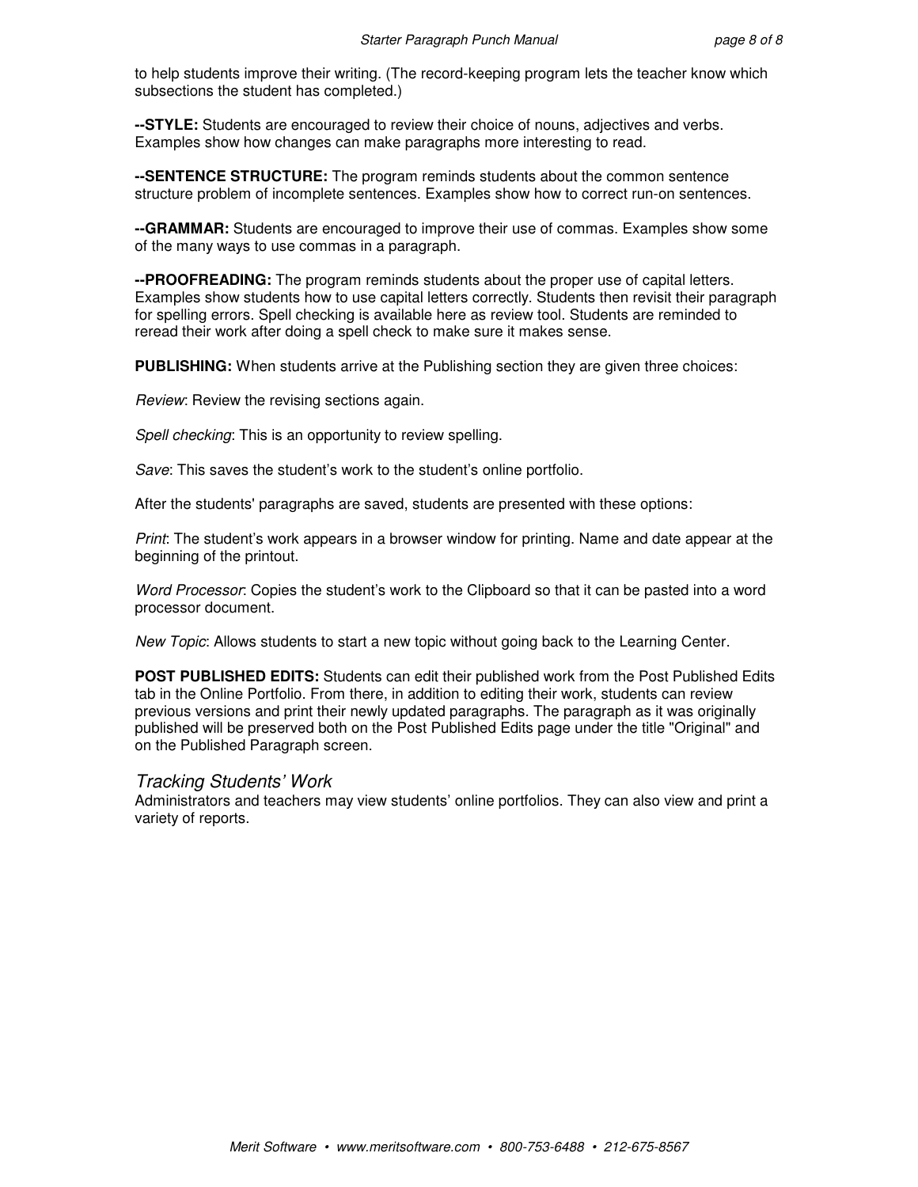to help students improve their writing. (The record-keeping program lets the teacher know which subsections the student has completed.)

**--STYLE:** Students are encouraged to review their choice of nouns, adjectives and verbs. Examples show how changes can make paragraphs more interesting to read.

**--SENTENCE STRUCTURE:** The program reminds students about the common sentence structure problem of incomplete sentences. Examples show how to correct run-on sentences.

**--GRAMMAR:** Students are encouraged to improve their use of commas. Examples show some of the many ways to use commas in a paragraph.

**--PROOFREADING:** The program reminds students about the proper use of capital letters. Examples show students how to use capital letters correctly. Students then revisit their paragraph for spelling errors. Spell checking is available here as review tool. Students are reminded to reread their work after doing a spell check to make sure it makes sense.

**PUBLISHING:** When students arrive at the Publishing section they are given three choices:

*Review*: Review the revising sections again.

*Spell checking*: This is an opportunity to review spelling.

*Save*: This saves the student's work to the student's online portfolio.

After the students' paragraphs are saved, students are presented with these options:

*Print*: The student's work appears in a browser window for printing. Name and date appear at the beginning of the printout.

*Word Processor*: Copies the student's work to the Clipboard so that it can be pasted into a word processor document.

*New Topic*: Allows students to start a new topic without going back to the Learning Center.

**POST PUBLISHED EDITS:** Students can edit their published work from the Post Published Edits tab in the Online Portfolio. From there, in addition to editing their work, students can review previous versions and print their newly updated paragraphs. The paragraph as it was originally published will be preserved both on the Post Published Edits page under the title "Original" and on the Published Paragraph screen.

## *Tracking Students' Work*

Administrators and teachers may view students' online portfolios. They can also view and print a variety of reports.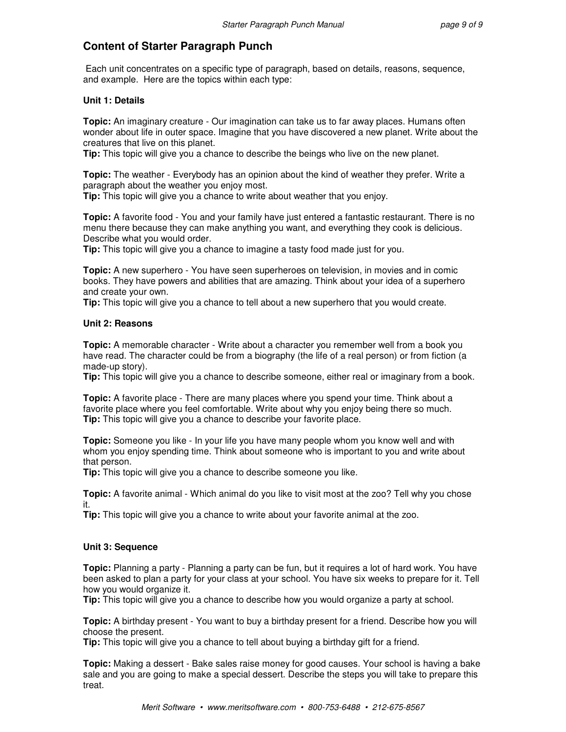## Content of Starter Paragraph Punch

Each unit concentrates on a specific type of paragraph, based on details, reasons, sequence, and example. Here are the topics within each type:

### Unit 1: Details

**Topic:** An imaginary creature - Our imagination can take us to far away places. Humans often wonder about life in outer space. Imagine that you have discovered a new planet. Write about the creatures that live on this planet.
**Tip:** This topic will give you a chance to describe the beings who live on the new planet.

**Topic:** The weather - Everybody has an opinion about the kind of weather they prefer. Write a paragraph about the weather you enjoy most.
**Tip:** This topic will give you a chance to write about weather that you enjoy.

**Topic:** A favorite food - You and your family have just entered a fantastic restaurant. There is no menu there because they can make anything you want, and everything they cook is delicious. Describe what you would order.
**Tip:** This topic will give you a chance to imagine a tasty food made just for you.

**Topic:** A new superhero - You have seen superheroes on television, in movies and in comic books. They have powers and abilities that are amazing. Think about your idea of a superhero and create your own.
**Tip:** This topic will give you a chance to tell about a new superhero that you would create.

### Unit 2: Reasons

**Topic:** A memorable character - Write about a character you remember well from a book you have read. The character could be from a biography (the life of a real person) or from fiction (a made-up story).
**Tip:** This topic will give you a chance to describe someone, either real or imaginary from a book.

**Topic:** A favorite place - There are many places where you spend your time. Think about a favorite place where you feel comfortable. Write about why you enjoy being there so much.
**Tip:** This topic will give you a chance to describe your favorite place.

**Topic:** Someone you like - In your life you have many people whom you know well and with whom you enjoy spending time. Think about someone who is important to you and write about that person.
**Tip:** This topic will give you a chance to describe someone you like.

**Topic:** A favorite animal - Which animal do you like to visit most at the zoo? Tell why you chose it.
**Tip:** This topic will give you a chance to write about your favorite animal at the zoo.

### Unit 3: Sequence

**Topic:** Planning a party - Planning a party can be fun, but it requires a lot of hard work. You have been asked to plan a party for your class at your school. You have six weeks to prepare for it. Tell how you would organize it.
**Tip:** This topic will give you a chance to describe how you would organize a party at school.

**Topic:** A birthday present - You want to buy a birthday present for a friend. Describe how you will choose the present.
**Tip:** This topic will give you a chance to tell about buying a birthday gift for a friend.

**Topic:** Making a dessert - Bake sales raise money for good causes. Your school is having a bake sale and you are going to make a special dessert. Describe the steps you will take to prepare this treat.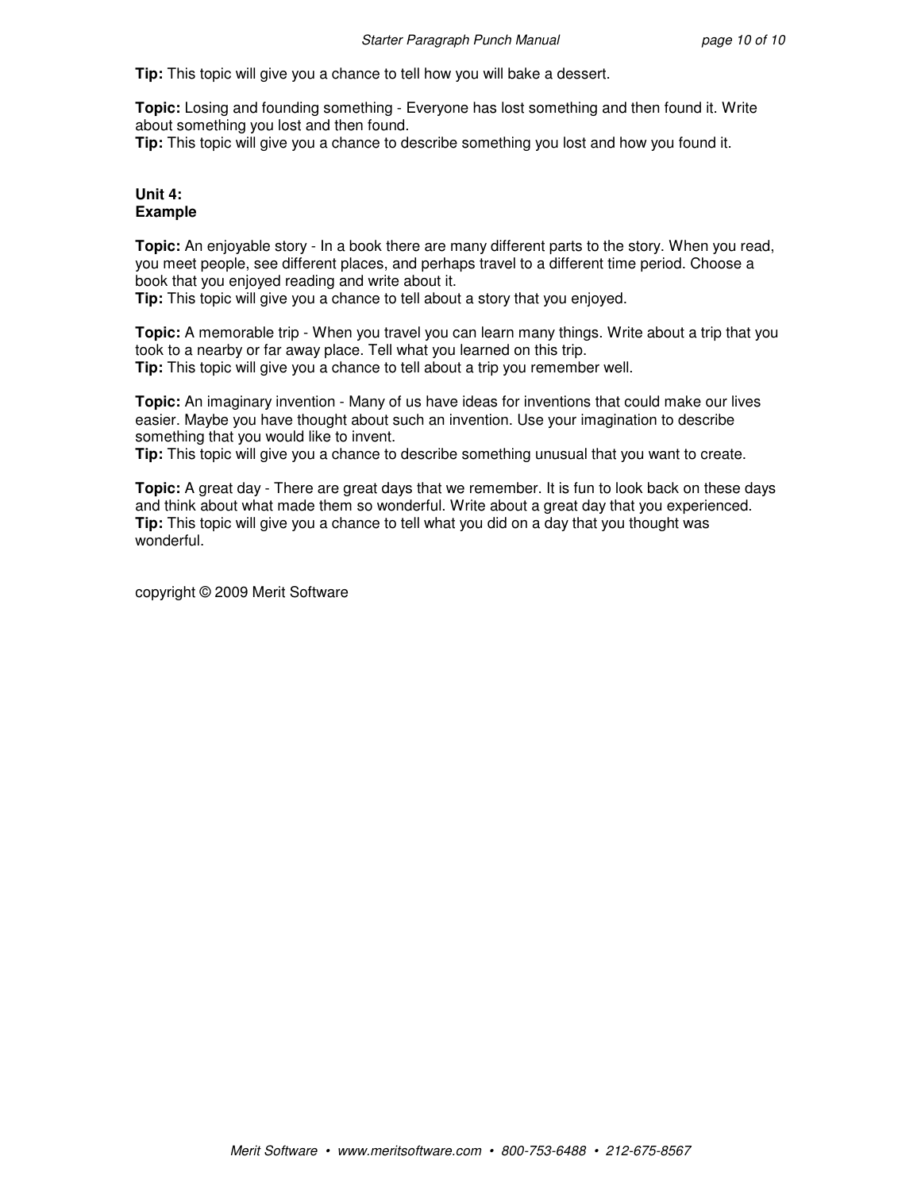**Tip:** This topic will give you a chance to tell how you will bake a dessert.

**Topic:** Losing and founding something - Everyone has lost something and then found it. Write about something you lost and then found.
**Tip:** This topic will give you a chance to describe something you lost and how you found it.

**Unit 4:**
**Example**

**Topic:** An enjoyable story - In a book there are many different parts to the story. When you read, you meet people, see different places, and perhaps travel to a different time period. Choose a book that you enjoyed reading and write about it.
**Tip:** This topic will give you a chance to tell about a story that you enjoyed.

**Topic:** A memorable trip - When you travel you can learn many things. Write about a trip that you took to a nearby or far away place. Tell what you learned on this trip.
**Tip:** This topic will give you a chance to tell about a trip you remember well.

**Topic:** An imaginary invention - Many of us have ideas for inventions that could make our lives easier. Maybe you have thought about such an invention. Use your imagination to describe something that you would like to invent.
**Tip:** This topic will give you a chance to describe something unusual that you want to create.

**Topic:** A great day - There are great days that we remember. It is fun to look back on these days and think about what made them so wonderful. Write about a great day that you experienced.
**Tip:** This topic will give you a chance to tell what you did on a day that you thought was wonderful.

copyright © 2009 Merit Software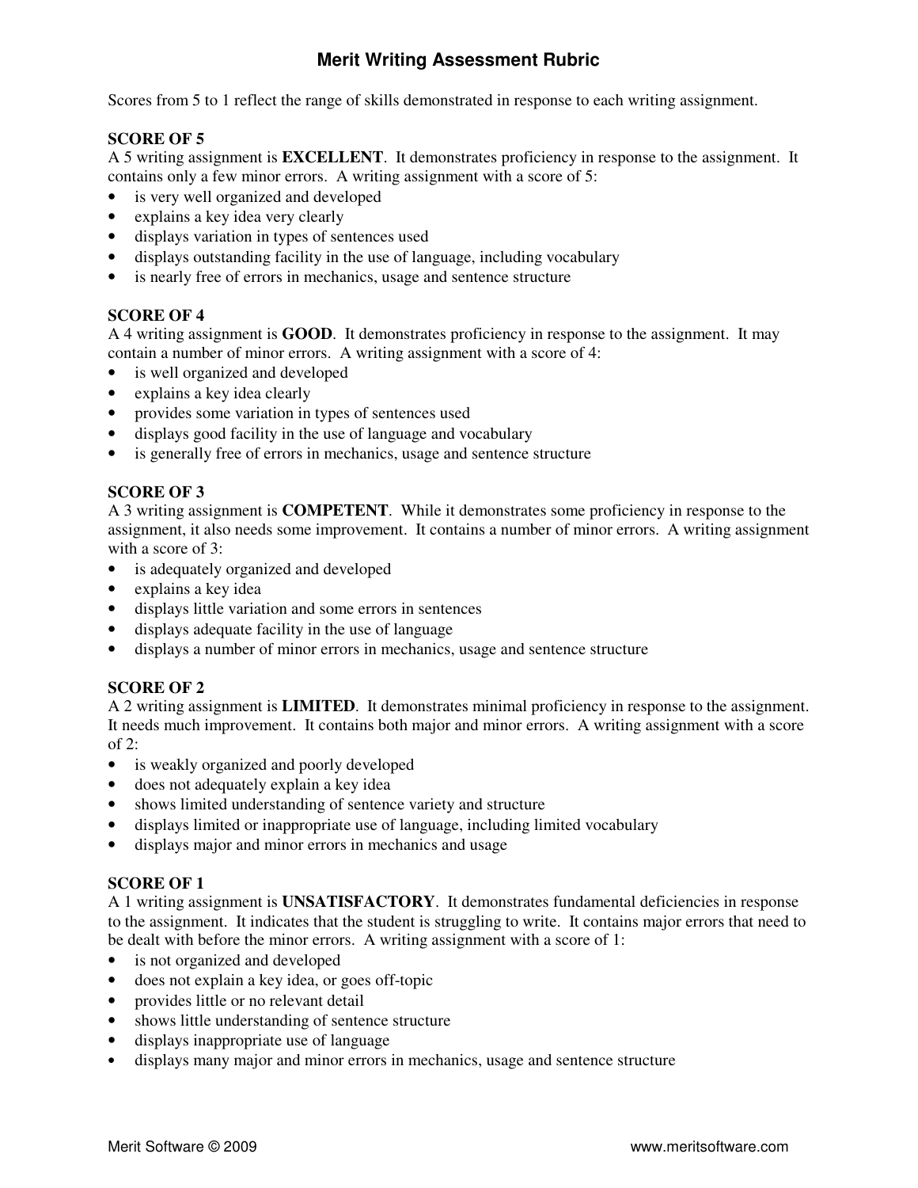# Merit Writing Assessment Rubric

Scores from 5 to 1 reflect the range of skills demonstrated in response to each writing assignment.

**SCORE OF 5**

A 5 writing assignment is **EXCELLENT**. It demonstrates proficiency in response to the assignment. It contains only a few minor errors. A writing assignment with a score of 5:

- is very well organized and developed
- explains a key idea very clearly
- displays variation in types of sentences used
- displays outstanding facility in the use of language, including vocabulary
- is nearly free of errors in mechanics, usage and sentence structure

**SCORE OF 4**

A 4 writing assignment is **GOOD**. It demonstrates proficiency in response to the assignment. It may contain a number of minor errors. A writing assignment with a score of 4:

- is well organized and developed
- explains a key idea clearly
- provides some variation in types of sentences used
- displays good facility in the use of language and vocabulary
- is generally free of errors in mechanics, usage and sentence structure

**SCORE OF 3**

A 3 writing assignment is **COMPETENT**. While it demonstrates some proficiency in response to the assignment, it also needs some improvement. It contains a number of minor errors. A writing assignment with a score of 3:

- is adequately organized and developed
- explains a key idea
- displays little variation and some errors in sentences
- displays adequate facility in the use of language
- displays a number of minor errors in mechanics, usage and sentence structure

**SCORE OF 2**

A 2 writing assignment is **LIMITED**. It demonstrates minimal proficiency in response to the assignment. It needs much improvement. It contains both major and minor errors. A writing assignment with a score of 2:

- is weakly organized and poorly developed
- does not adequately explain a key idea
- shows limited understanding of sentence variety and structure
- displays limited or inappropriate use of language, including limited vocabulary
- displays major and minor errors in mechanics and usage

**SCORE OF 1**

A 1 writing assignment is **UNSATISFACTORY**. It demonstrates fundamental deficiencies in response to the assignment. It indicates that the student is struggling to write. It contains major errors that need to be dealt with before the minor errors. A writing assignment with a score of 1:

- is not organized and developed
- does not explain a key idea, or goes off-topic
- provides little or no relevant detail
- shows little understanding of sentence structure
- displays inappropriate use of language
- displays many major and minor errors in mechanics, usage and sentence structure

Merit Software © 2009 www.meritsoftware.com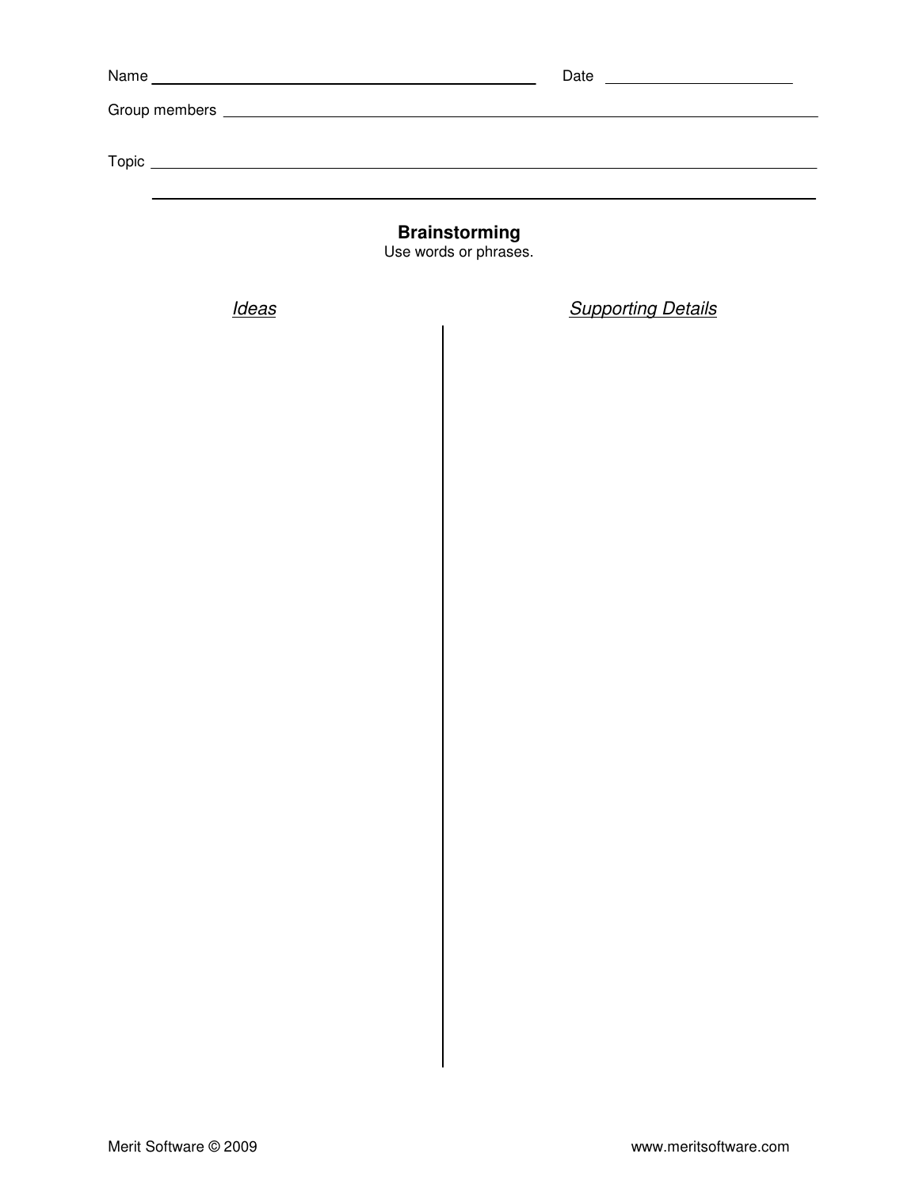Name ______________________________ Date ____________________

Group members ______________________________________________

Topic ______________________________________________________

______________________________________________________

## Brainstorming

Use words or phrases.

| *Ideas* | *Supporting Details* |
| --- | --- |
| | |

Merit Software © 2009 www.meritsoftware.com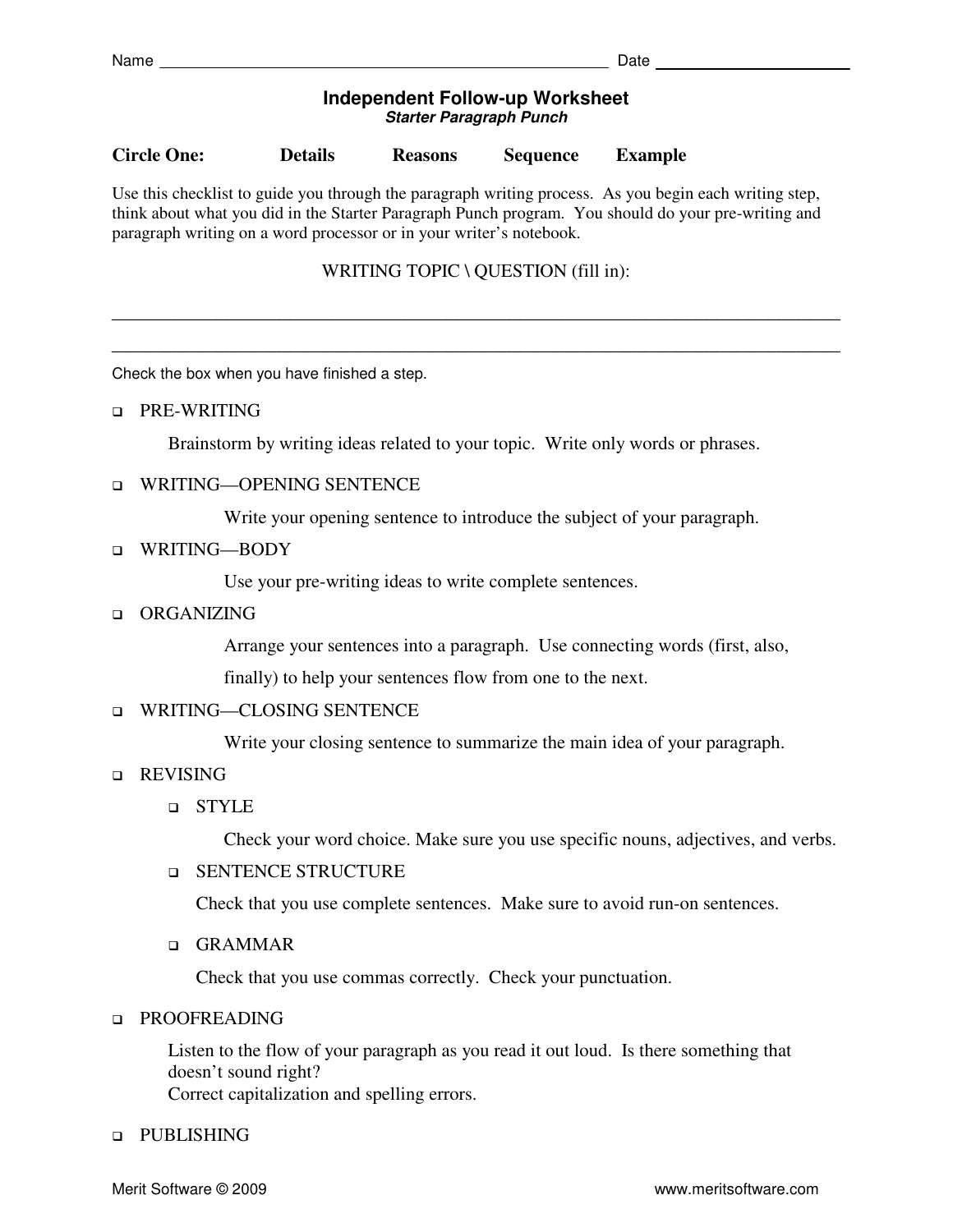Name ______________________________________________ Date ____________________

## Independent Follow-up Worksheet

***Starter Paragraph Punch***

**Circle One: Details Reasons Sequence Example**

Use this checklist to guide you through the paragraph writing process. As you begin each writing step, think about what you did in the Starter Paragraph Punch program. You should do your pre-writing and paragraph writing on a word processor or in your writer's notebook.

WRITING TOPIC \ QUESTION (fill in):

_______________________________________________________________________________

_______________________________________________________________________________

Check the box when you have finished a step.

- ❑ PRE-WRITING

  Brainstorm by writing ideas related to your topic. Write only words or phrases.

- ❑ WRITING—OPENING SENTENCE

  Write your opening sentence to introduce the subject of your paragraph.

- ❑ WRITING—BODY

  Use your pre-writing ideas to write complete sentences.

- ❑ ORGANIZING

  Arrange your sentences into a paragraph. Use connecting words (first, also, finally) to help your sentences flow from one to the next.

- ❑ WRITING—CLOSING SENTENCE

  Write your closing sentence to summarize the main idea of your paragraph.

- ❑ REVISING
  - ❑ STYLE

    Check your word choice. Make sure you use specific nouns, adjectives, and verbs.

  - ❑ SENTENCE STRUCTURE

    Check that you use complete sentences. Make sure to avoid run-on sentences.

  - ❑ GRAMMAR

    Check that you use commas correctly. Check your punctuation.

- ❑ PROOFREADING

  Listen to the flow of your paragraph as you read it out loud. Is there something that doesn't sound right?
  Correct capitalization and spelling errors.

- ❑ PUBLISHING

Merit Software © 2009 www.meritsoftware.com